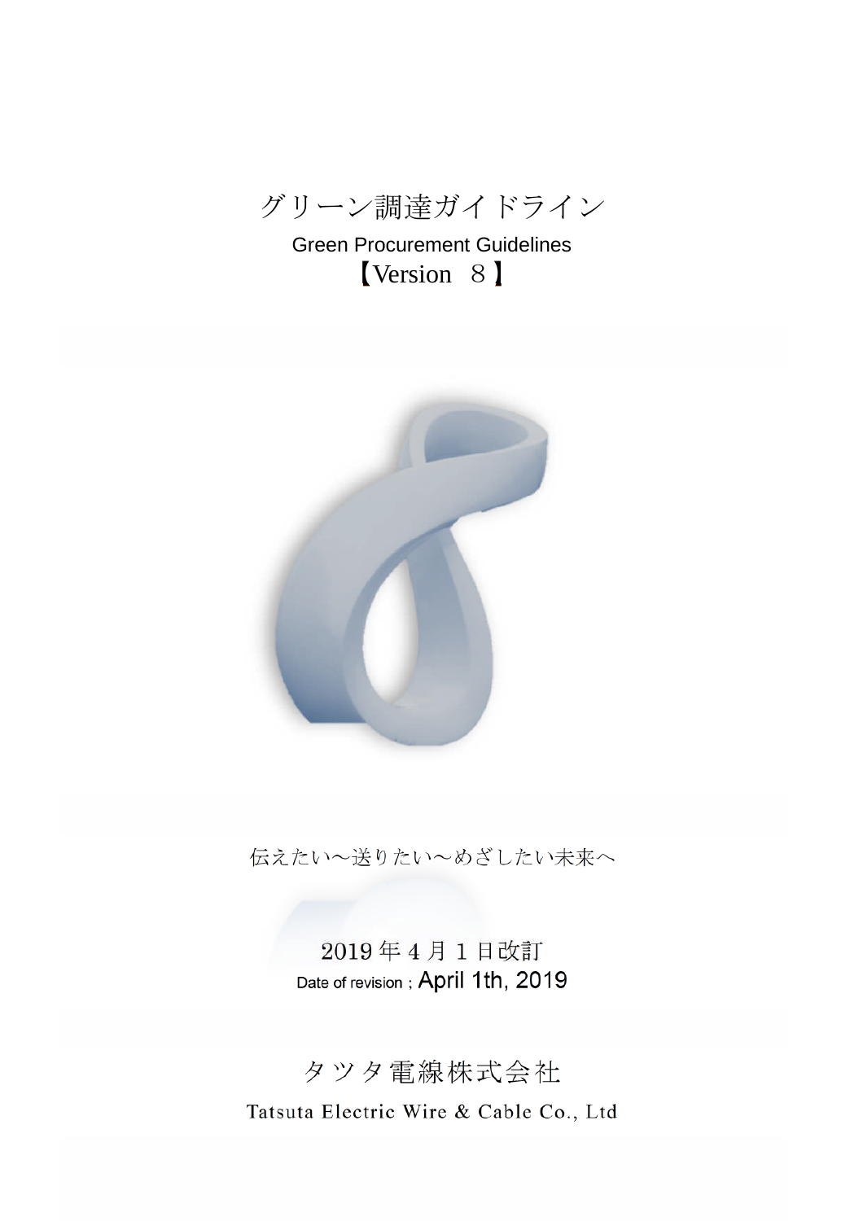# グリーン調達ガイドライン

## Green Procurement Guidelines

## 【Version ８】

伝えたい～送りたい～めざしたい未来へ

2019 年 4 月 1 日改訂

Date of revision ; April 1th, 2019

タツタ電線株式会社

Tatsuta Electric Wire & Cable Co., Ltd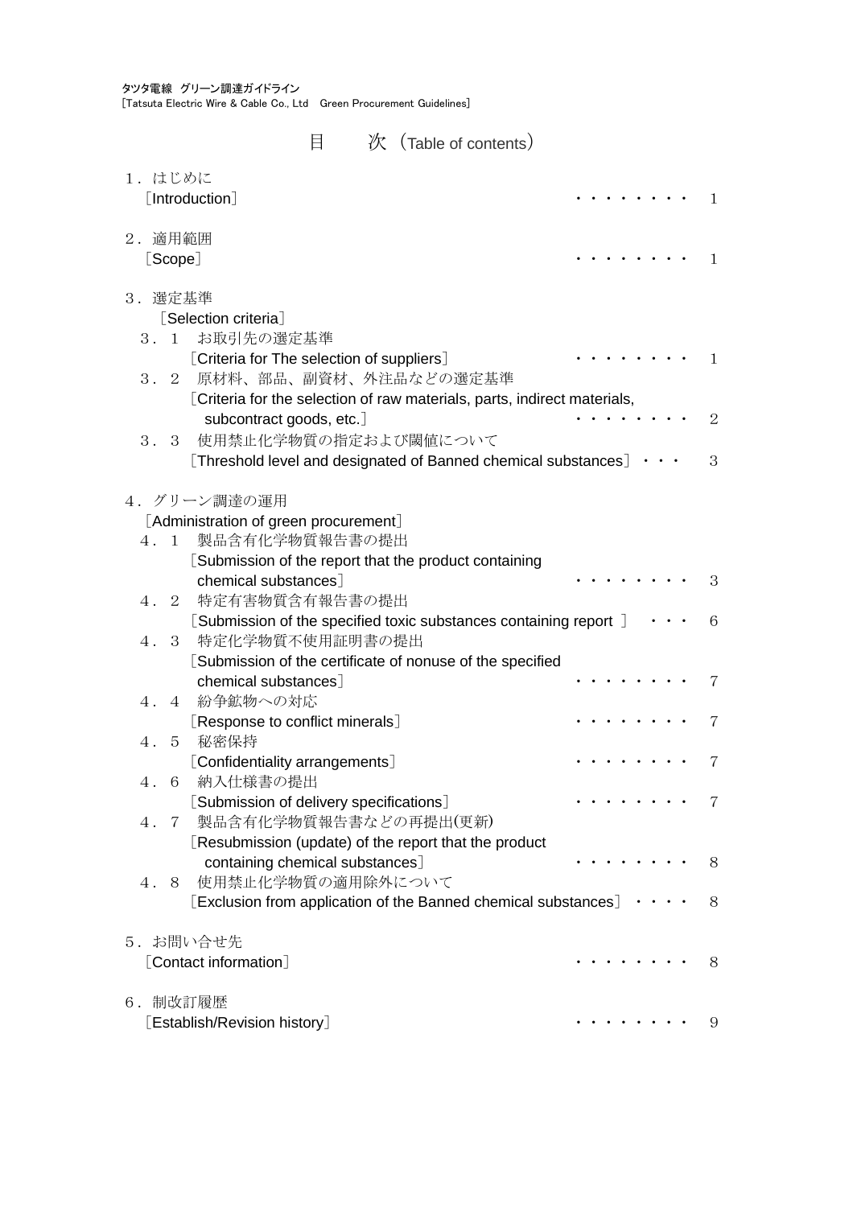# 目　次（Table of contents）

| | |
|---|---|
| 1．はじめに<br>［Introduction］ | 1 |
| 2．適用範囲<br>［Scope］ | 1 |
| 3．選定基準<br>［Selection criteria］ | |
| 3．1　お取引先の選定基準<br>［Criteria for The selection of suppliers］ | 1 |
| 3．2　原材料、部品、副資材、外注品などの選定基準<br>［Criteria for the selection of raw materials, parts, indirect materials, subcontract goods, etc.］ | 2 |
| 3．3　使用禁止化学物質の指定および閾値について<br>［Threshold level and designated of Banned chemical substances］ | 3 |
| 4．グリーン調達の運用<br>［Administration of green procurement］ | |
| 4．1　製品含有化学物質報告書の提出<br>［Submission of the report that the product containing chemical substances］ | 3 |
| 4．2　特定有害物質含有報告書の提出<br>［Submission of the specified toxic substances containing report ］ | 6 |
| 4．3　特定化学物質不使用証明書の提出<br>［Submission of the certificate of nonuse of the specified chemical substances］ | 7 |
| 4．4　紛争鉱物への対応<br>［Response to conflict minerals］ | 7 |
| 4．5　秘密保持<br>［Confidentiality arrangements］ | 7 |
| 4．6　納入仕様書の提出<br>［Submission of delivery specifications］ | 7 |
| 4．7　製品含有化学物質報告書などの再提出(更新)<br>［Resubmission (update) of the report that the product containing chemical substances］ | 8 |
| 4．8　使用禁止化学物質の適用除外について<br>［Exclusion from application of the Banned chemical substances］ | 8 |
| 5．お問い合せ先<br>［Contact information］ | 8 |
| 6．制改訂履歴<br>［Establish/Revision history］ | 9 |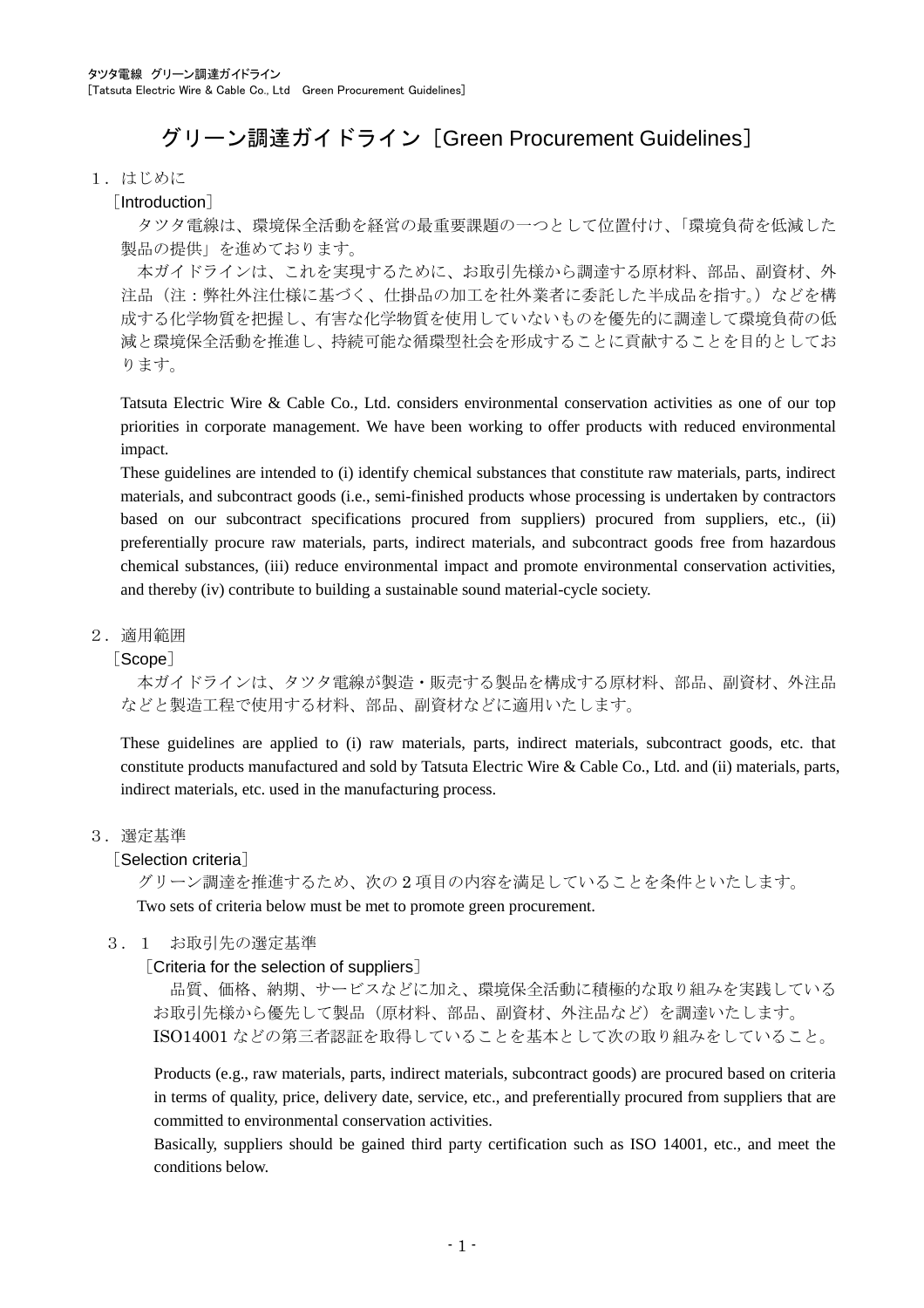# グリーン調達ガイドライン［Green Procurement Guidelines］

## １．はじめに

［Introduction］

タツタ電線は、環境保全活動を経営の最重要課題の一つとして位置付け、「環境負荷を低減した製品の提供」を進めております。

本ガイドラインは、これを実現するために、お取引先様から調達する原材料、部品、副資材、外注品（注：弊社外注仕様に基づく、仕掛品の加工を社外業者に委託した半成品を指す。）などを構成する化学物質を把握し、有害な化学物質を使用していないものを優先的に調達して環境負荷の低減と環境保全活動を推進し、持続可能な循環型社会を形成することに貢献することを目的としております。

Tatsuta Electric Wire & Cable Co., Ltd. considers environmental conservation activities as one of our top priorities in corporate management. We have been working to offer products with reduced environmental impact.

These guidelines are intended to (i) identify chemical substances that constitute raw materials, parts, indirect materials, and subcontract goods (i.e., semi-finished products whose processing is undertaken by contractors based on our subcontract specifications procured from suppliers) procured from suppliers, etc., (ii) preferentially procure raw materials, parts, indirect materials, and subcontract goods free from hazardous chemical substances, (iii) reduce environmental impact and promote environmental conservation activities, and thereby (iv) contribute to building a sustainable sound material-cycle society.

## ２．適用範囲

［Scope］

本ガイドラインは、タツタ電線が製造・販売する製品を構成する原材料、部品、副資材、外注品などと製造工程で使用する材料、部品、副資材などに適用いたします。

These guidelines are applied to (i) raw materials, parts, indirect materials, subcontract goods, etc. that constitute products manufactured and sold by Tatsuta Electric Wire & Cable Co., Ltd. and (ii) materials, parts, indirect materials, etc. used in the manufacturing process.

## ３．選定基準

［Selection criteria］

グリーン調達を推進するため、次の２項目の内容を満足していることを条件といたします。
Two sets of criteria below must be met to promote green procurement.

### ３．１　お取引先の選定基準

［Criteria for the selection of suppliers］

品質、価格、納期、サービスなどに加え、環境保全活動に積極的な取り組みを実践しているお取引先様から優先して製品（原材料、部品、副資材、外注品など）を調達いたします。
ISO14001 などの第三者認証を取得していることを基本として次の取り組みをしていること。

Products (e.g., raw materials, parts, indirect materials, subcontract goods) are procured based on criteria in terms of quality, price, delivery date, service, etc., and preferentially procured from suppliers that are committed to environmental conservation activities.
Basically, suppliers should be gained third party certification such as ISO 14001, etc., and meet the conditions below.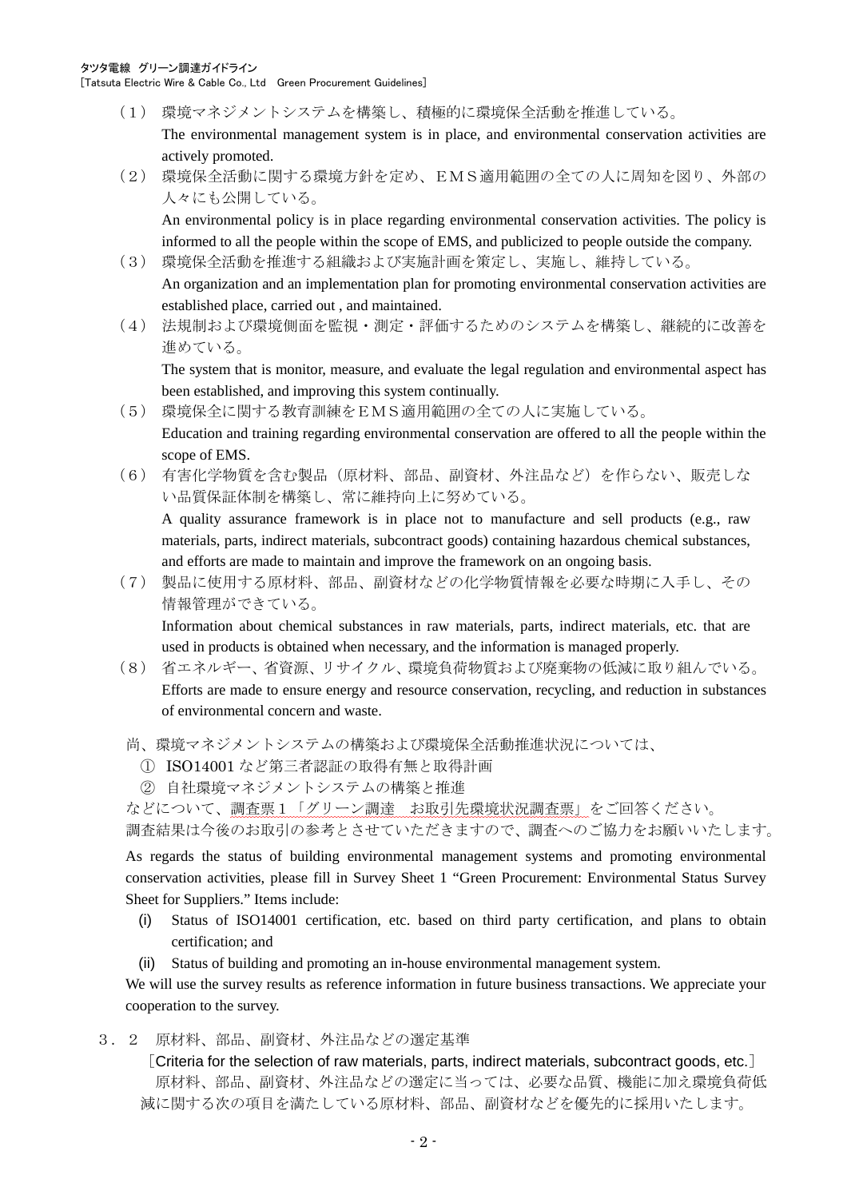（１） 環境マネジメントシステムを構築し、積極的に環境保全活動を推進している。
The environmental management system is in place, and environmental conservation activities are actively promoted.

（２） 環境保全活動に関する環境方針を定め、ＥＭＳ適用範囲の全ての人に周知を図り、外部の人々にも公開している。
An environmental policy is in place regarding environmental conservation activities. The policy is informed to all the people within the scope of EMS, and publicized to people outside the company.

（３） 環境保全活動を推進する組織および実施計画を策定し、実施し、維持している。
An organization and an implementation plan for promoting environmental conservation activities are established place, carried out , and maintained.

（４） 法規制および環境側面を監視・測定・評価するためのシステムを構築し、継続的に改善を進めている。
The system that is monitor, measure, and evaluate the legal regulation and environmental aspect has been established, and improving this system continually.

（５） 環境保全に関する教育訓練をＥＭＳ適用範囲の全ての人に実施している。
Education and training regarding environmental conservation are offered to all the people within the scope of EMS.

（６） 有害化学物質を含む製品（原材料、部品、副資材、外注品など）を作らない、販売しない品質保証体制を構築し、常に維持向上に努めている。
A quality assurance framework is in place not to manufacture and sell products (e.g., raw materials, parts, indirect materials, subcontract goods) containing hazardous chemical substances, and efforts are made to maintain and improve the framework on an ongoing basis.

（７） 製品に使用する原材料、部品、副資材などの化学物質情報を必要な時期に入手し、その情報管理ができている。
Information about chemical substances in raw materials, parts, indirect materials, etc. that are used in products is obtained when necessary, and the information is managed properly.

（８） 省エネルギー、省資源、リサイクル、環境負荷物質および廃棄物の低減に取り組んでいる。
Efforts are made to ensure energy and resource conservation, recycling, and reduction in substances of environmental concern and waste.

尚、環境マネジメントシステムの構築および環境保全活動推進状況については、

① ISO14001 など第三者認証の取得有無と取得計画
② 自社環境マネジメントシステムの構築と推進

などについて、調査票１「グリーン調達　お取引先環境状況調査票」をご回答ください。
調査結果は今後のお取引の参考とさせていただきますので、調査へのご協力をお願いいたします。

As regards the status of building environmental management systems and promoting environmental conservation activities, please fill in Survey Sheet 1 “Green Procurement: Environmental Status Survey Sheet for Suppliers.” Items include:

(i) Status of ISO14001 certification, etc. based on third party certification, and plans to obtain certification; and
(ii) Status of building and promoting an in-house environmental management system.

We will use the survey results as reference information in future business transactions. We appreciate your cooperation to the survey.

## ３．２　原材料、部品、副資材、外注品などの選定基準

［Criteria for the selection of raw materials, parts, indirect materials, subcontract goods, etc.］

原材料、部品、副資材、外注品などの選定に当っては、必要な品質、機能に加え環境負荷低減に関する次の項目を満たしている原材料、部品、副資材などを優先的に採用いたします。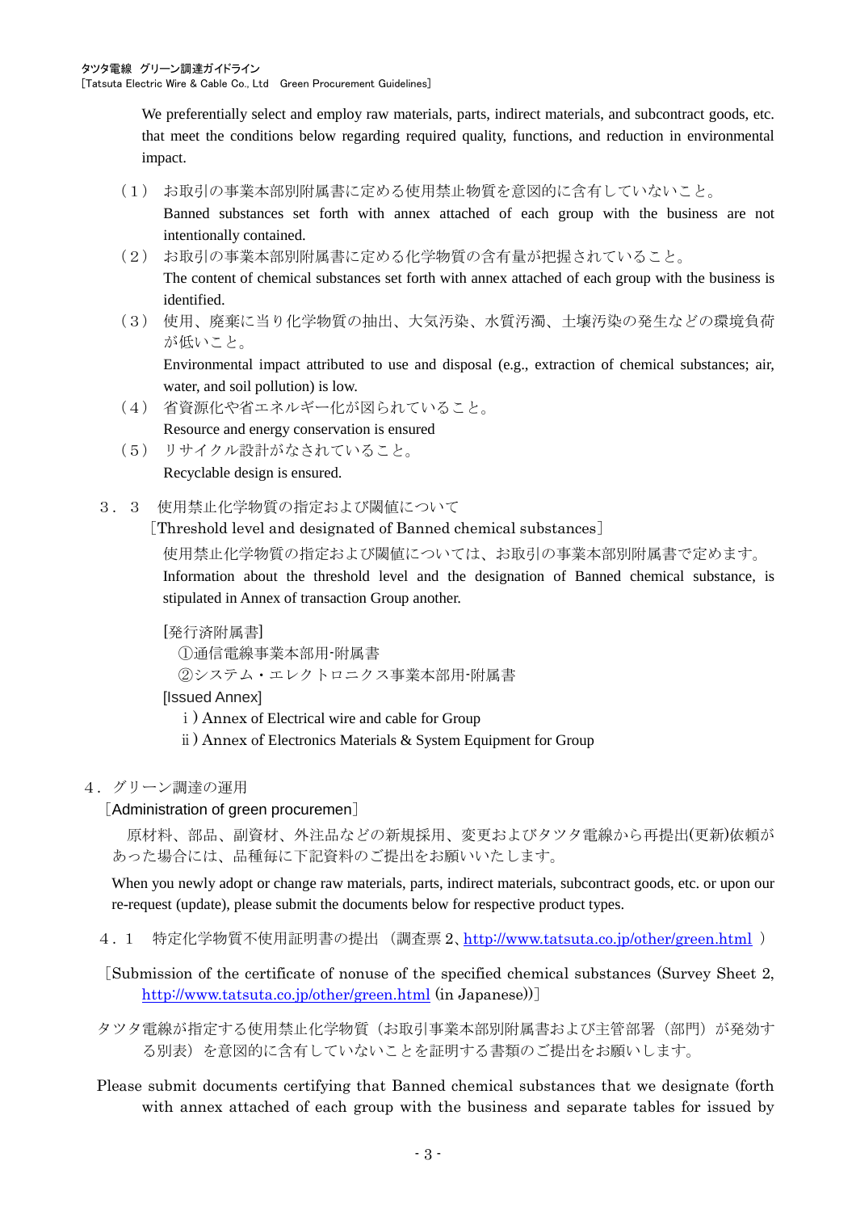We preferentially select and employ raw materials, parts, indirect materials, and subcontract goods, etc. that meet the conditions below regarding required quality, functions, and reduction in environmental impact.

（1） お取引の事業本部別附属書に定める使用禁止物質を意図的に含有していないこと。
Banned substances set forth with annex attached of each group with the business are not intentionally contained.

（2） お取引の事業本部別附属書に定める化学物質の含有量が把握されていること。
The content of chemical substances set forth with annex attached of each group with the business is identified.

（3） 使用、廃棄に当り化学物質の抽出、大気汚染、水質汚濁、土壌汚染の発生などの環境負荷が低いこと。
Environmental impact attributed to use and disposal (e.g., extraction of chemical substances; air, water, and soil pollution) is low.

（4） 省資源化や省エネルギー化が図られていること。
Resource and energy conservation is ensured

（5） リサイクル設計がなされていること。
Recyclable design is ensured.

### ３．３　使用禁止化学物質の指定および閾値について

［Threshold level and designated of Banned chemical substances］

使用禁止化学物質の指定および閾値については、お取引の事業本部別附属書で定めます。
Information about the threshold level and the designation of Banned chemical substance, is stipulated in Annex of transaction Group another.

[発行済附属書]
①通信電線事業本部用-附属書
②システム・エレクトロニクス事業本部用-附属書

[Issued Annex]
ⅰ) Annex of Electrical wire and cable for Group
ⅱ) Annex of Electronics Materials & System Equipment for Group

## ４．グリーン調達の運用

［Administration of green procuremen］

原材料、部品、副資材、外注品などの新規採用、変更およびタツタ電線から再提出(更新)依頼があった場合には、品種毎に下記資料のご提出をお願いいたします。

When you newly adopt or change raw materials, parts, indirect materials, subcontract goods, etc. or upon our re-request (update), please submit the documents below for respective product types.

### ４．１　特定化学物質不使用証明書の提出 （調査票２、http://www.tatsuta.co.jp/other/green.html ）

［Submission of the certificate of nonuse of the specified chemical substances (Survey Sheet 2, http://www.tatsuta.co.jp/other/green.html (in Japanese))］

タツタ電線が指定する使用禁止化学物質（お取引事業本部別附属書および主管部署（部門）が発効する別表）を意図的に含有していないことを証明する書類のご提出をお願いします。

Please submit documents certifying that Banned chemical substances that we designate (forth with annex attached of each group with the business and separate tables for issued by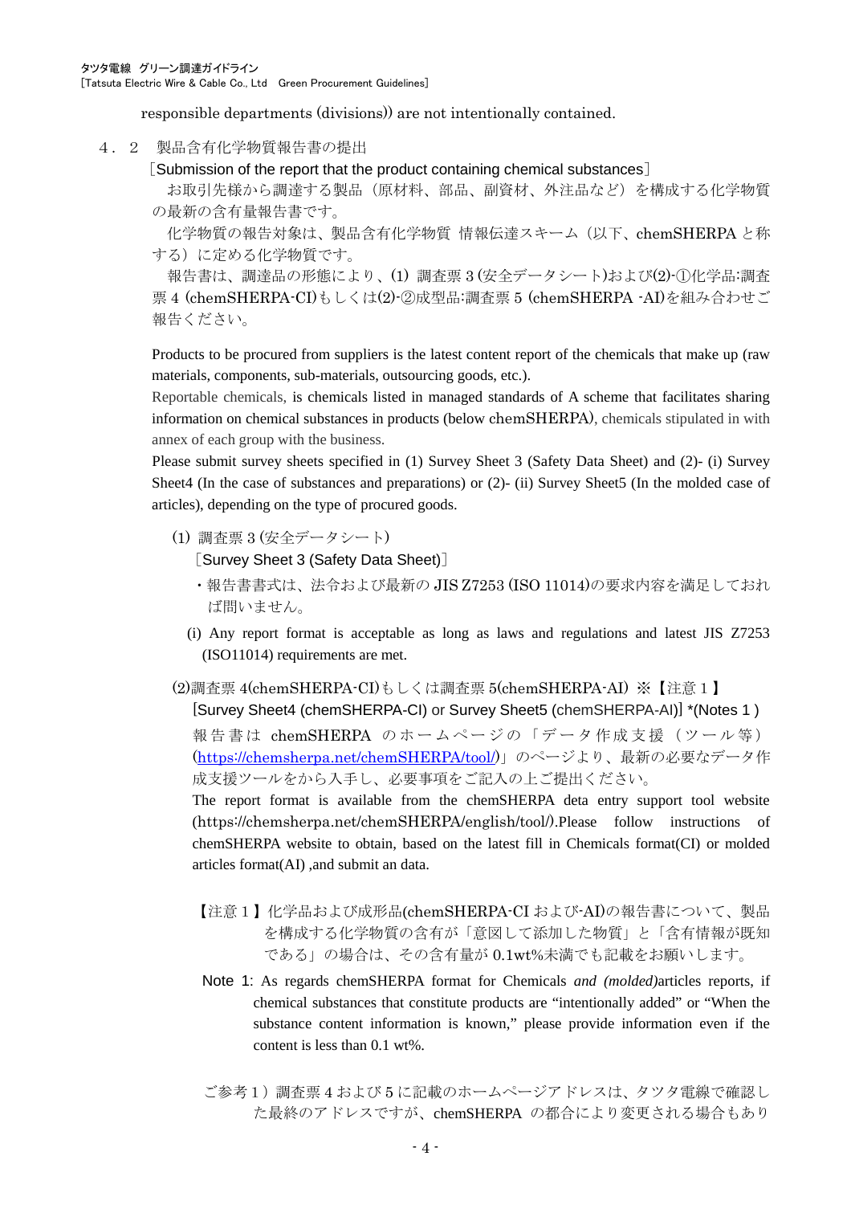responsible departments (divisions)) are not intentionally contained.

## ４．２　製品含有化学物質報告書の提出

［Submission of the report that the product containing chemical substances］

お取引先様から調達する製品（原材料、部品、副資材、外注品など）を構成する化学物質の最新の含有量報告書です。

化学物質の報告対象は、製品含有化学物質 情報伝達スキーム（以下、chemSHERPA と称する）に定める化学物質です。

報告書は、調達品の形態により、(1) 調査票 3 (安全データシート)および(2)-①化学品:調査票 4 (chemSHERPA-CI)もしくは(2)-②成型品:調査票 5 (chemSHERPA -AI)を組み合わせご報告ください。

Products to be procured from suppliers is the latest content report of the chemicals that make up (raw materials, components, sub-materials, outsourcing goods, etc.).

Reportable chemicals, is chemicals listed in managed standards of A scheme that facilitates sharing information on chemical substances in products (below chemSHERPA), chemicals stipulated in with annex of each group with the business.

Please submit survey sheets specified in (1) Survey Sheet 3 (Safety Data Sheet) and (2)- (i) Survey Sheet4 (In the case of substances and preparations) or (2)- (ii) Survey Sheet5 (In the molded case of articles), depending on the type of procured goods.

### (1) 調査票 3 (安全データシート)

［Survey Sheet 3 (Safety Data Sheet)］

・報告書書式は、法令および最新の JIS Z7253 (ISO 11014)の要求内容を満足しておれば問いません。

(i) Any report format is acceptable as long as laws and regulations and latest JIS Z7253 (ISO11014) requirements are met.

### (2)調査票 4(chemSHERPA-CI)もしくは調査票 5(chemSHERPA-AI) ※【注意１】

[Survey Sheet4 (chemSHERPA-CI) or Survey Sheet5 (chemSHERPA-AI)] *(Notes 1 )

報告書は chemSHERPA のホームページの「データ作成支援（ツール等）(https://chemsherpa.net/chemSHERPA/tool/)」のページより、最新の必要なデータ作成支援ツールをから入手し、必要事項をご記入の上ご提出ください。

The report format is available from the chemSHERPA deta entry support tool website (https://chemsherpa.net/chemSHERPA/english/tool/).Please follow instructions of chemSHERPA website to obtain, based on the latest fill in Chemicals format(CI) or molded articles format(AI) ,and submit an data.

【注意１】化学品および成形品(chemSHERPA-CI および-AI)の報告書について、製品を構成する化学物質の含有が「意図して添加した物質」と「含有情報が既知である」の場合は、その含有量が 0.1wt%未満でも記載をお願いします。

Note 1: As regards chemSHERPA format for Chemicals *and (molded)*articles reports, if chemical substances that constitute products are “intentionally added” or “When the substance content information is known,” please provide information even if the content is less than 0.1 wt%.

ご参考１）調査票 4 および 5 に記載のホームページアドレスは、タツタ電線で確認した最終のアドレスですが、chemSHERPA の都合により変更される場合もあり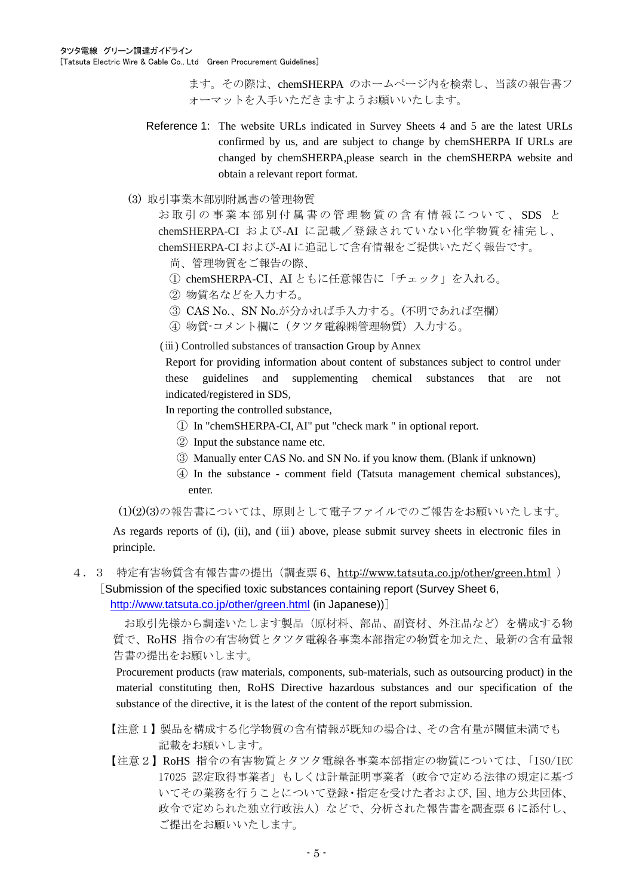ます。その際は、chemSHERPA のホームページ内を検索し、当該の報告書フォーマットを入手いただきますようお願いいたします。

Reference 1: The website URLs indicated in Survey Sheets 4 and 5 are the latest URLs confirmed by us, and are subject to change by chemSHERPA If URLs are changed by chemSHERPA,please search in the chemSHERPA website and obtain a relevant report format.

(3) 取引事業本部別附属書の管理物質

お取引の事業本部別付属書の管理物質の含有情報について、SDS と chemSHERPA-CI および-AI に記載／登録されていない化学物質を補完し、chemSHERPA-CI および-AI に追記して含有情報をご提供いただく報告です。

尚、管理物質をご報告の際、

① chemSHERPA-CI、AI ともに任意報告に「チェック」を入れる。
② 物質名などを入力する。
③ CAS No.、SN No.が分かれば手入力する。(不明であれば空欄)
④ 物質-コメント欄に（タツタ電線㈱管理物質）入力する。

(ⅲ) Controlled substances of transaction Group by Annex

Report for providing information about content of substances subject to control under these guidelines and supplementing chemical substances that are not indicated/registered in SDS,

In reporting the controlled substance,

① In "chemSHERPA-CI, AI" put "check mark " in optional report.
② Input the substance name etc.
③ Manually enter CAS No. and SN No. if you know them. (Blank if unknown)
④ In the substance - comment field (Tatsuta management chemical substances), enter.

(1)(2)(3)の報告書については、原則として電子ファイルでのご報告をお願いいたします。

As regards reports of (i), (ii), and (ⅲ) above, please submit survey sheets in electronic files in principle.

## 4．3　特定有害物質含有報告書の提出（調査票 6、http://www.tatsuta.co.jp/other/green.html ）［Submission of the specified toxic substances containing report (Survey Sheet 6, http://www.tatsuta.co.jp/other/green.html (in Japanese))］

お取引先様から調達いたします製品（原材料、部品、副資材、外注品など）を構成する物質で、RoHS 指令の有害物質とタツタ電線各事業本部指定の物質を加えた、最新の含有量報告書の提出をお願いします。

Procurement products (raw materials, components, sub-materials, such as outsourcing product) in the material constituting then, RoHS Directive hazardous substances and our specification of the substance of the directive, it is the latest of the content of the report submission.

【注意１】製品を構成する化学物質の含有情報が既知の場合は、その含有量が閾値未満でも記載をお願いします。

【注意２】RoHS 指令の有害物質とタツタ電線各事業本部指定の物質については、「ISO/IEC 17025 認定取得事業者」もしくは計量証明事業者（政令で定める法律の規定に基づいてその業務を行うことについて登録・指定を受けた者および、国、地方公共団体、政令で定められた独立行政法人）などで、分析された報告書を調査票 6 に添付し、ご提出をお願いいたします。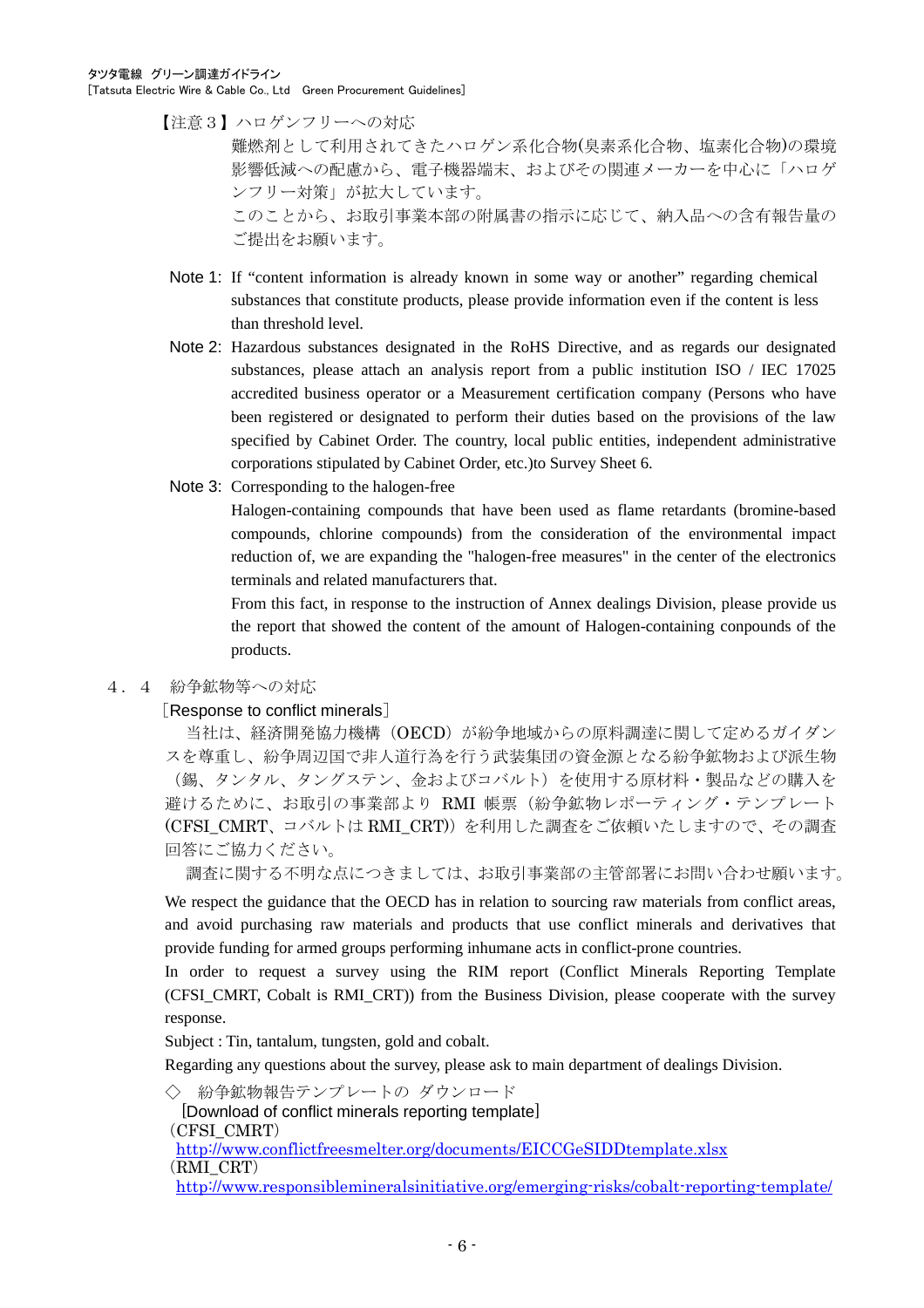【注意３】ハロゲンフリーへの対応

難燃剤として利用されてきたハロゲン系化合物(臭素系化合物、塩素化合物)の環境影響低減への配慮から、電子機器端末、およびその関連メーカーを中心に「ハロゲンフリー対策」が拡大しています。

このことから、お取引事業本部の附属書の指示に応じて、納入品への含有報告量のご提出をお願います。

Note 1: If “content information is already known in some way or another” regarding chemical substances that constitute products, please provide information even if the content is less than threshold level.

Note 2: Hazardous substances designated in the RoHS Directive, and as regards our designated substances, please attach an analysis report from a public institution ISO / IEC 17025 accredited business operator or a Measurement certification company (Persons who have been registered or designated to perform their duties based on the provisions of the law specified by Cabinet Order. The country, local public entities, independent administrative corporations stipulated by Cabinet Order, etc.)to Survey Sheet 6.

Note 3: Corresponding to the halogen-free

Halogen-containing compounds that have been used as flame retardants (bromine-based compounds, chlorine compounds) from the consideration of the environmental impact reduction of, we are expanding the "halogen-free measures" in the center of the electronics terminals and related manufacturers that.

From this fact, in response to the instruction of Annex dealings Division, please provide us the report that showed the content of the amount of Halogen-containing conpounds of the products.

## ４．４　紛争鉱物等への対応

［Response to conflict minerals］

当社は、経済開発協力機構（OECD）が紛争地域からの原料調達に関して定めるガイダンスを尊重し、紛争周辺国で非人道行為を行う武装集団の資金源となる紛争鉱物および派生物（錫、タンタル、タングステン、金およびコバルト）を使用する原材料・製品などの購入を避けるために、お取引の事業部より RMI 帳票（紛争鉱物レポーティング・テンプレート(CFSI_CMRT、コバルトは RMI_CRT)）を利用した調査をご依頼いたしますので、その調査回答にご協力ください。

調査に関する不明な点につきましては、お取引事業部の主管部署にお問い合わせ願います。

We respect the guidance that the OECD has in relation to sourcing raw materials from conflict areas, and avoid purchasing raw materials and products that use conflict minerals and derivatives that provide funding for armed groups performing inhumane acts in conflict-prone countries.

In order to request a survey using the RIM report (Conflict Minerals Reporting Template (CFSI_CMRT, Cobalt is RMI_CRT)) from the Business Division, please cooperate with the survey response.

Subject : Tin, tantalum, tungsten, gold and cobalt.

Regarding any questions about the survey, please ask to main department of dealings Division.

◇　紛争鉱物報告テンプレートの ダウンロード

［Download of conflict minerals reporting template］

（CFSI_CMRT）

http://www.conflictfreesmelter.org/documents/EICCGeSIDDtemplate.xlsx

（RMI_CRT）

http://www.responsiblemineralsinitiative.org/emerging-risks/cobalt-reporting-template/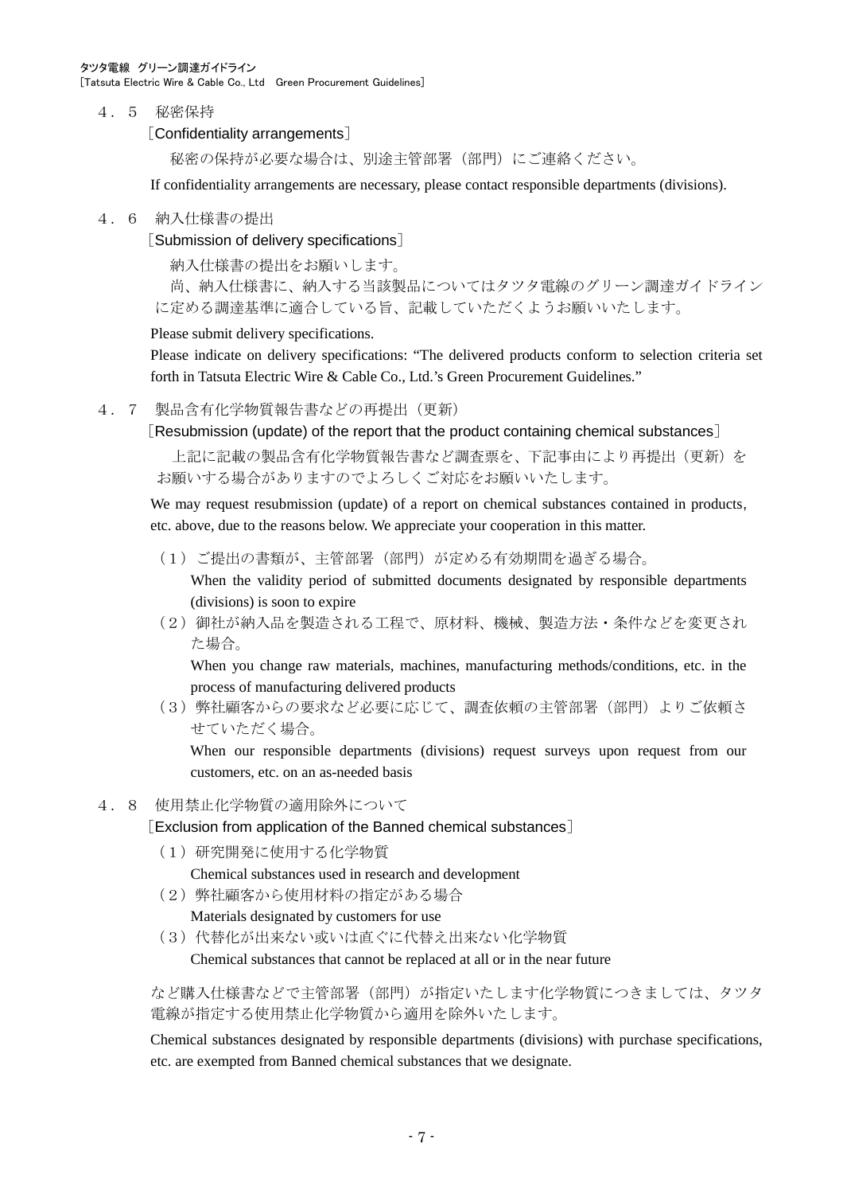### ４．５　秘密保持

［Confidentiality arrangements］

秘密の保持が必要な場合は、別途主管部署（部門）にご連絡ください。

If confidentiality arrangements are necessary, please contact responsible departments (divisions).

### ４．６　納入仕様書の提出

［Submission of delivery specifications］

納入仕様書の提出をお願いします。

尚、納入仕様書に、納入する当該製品についてはタツタ電線のグリーン調達ガイドラインに定める調達基準に適合している旨、記載していただくようお願いいたします。

Please submit delivery specifications.

Please indicate on delivery specifications: “The delivered products conform to selection criteria set forth in Tatsuta Electric Wire & Cable Co., Ltd.’s Green Procurement Guidelines.”

### ４．７　製品含有化学物質報告書などの再提出（更新）

［Resubmission (update) of the report that the product containing chemical substances］

上記に記載の製品含有化学物質報告書など調査票を、下記事由により再提出（更新）をお願いする場合がありますのでよろしくご対応をお願いいたします。

We may request resubmission (update) of a report on chemical substances contained in products, etc. above, due to the reasons below. We appreciate your cooperation in this matter.

（１）ご提出の書類が、主管部署（部門）が定める有効期間を過ぎる場合。
When the validity period of submitted documents designated by responsible departments (divisions) is soon to expire

（２）御社が納入品を製造される工程で、原材料、機械、製造方法・条件などを変更された場合。
When you change raw materials, machines, manufacturing methods/conditions, etc. in the process of manufacturing delivered products

（３）弊社顧客からの要求など必要に応じて、調査依頼の主管部署（部門）よりご依頼させていただく場合。
When our responsible departments (divisions) request surveys upon request from our customers, etc. on an as-needed basis

### ４．８　使用禁止化学物質の適用除外について

［Exclusion from application of the Banned chemical substances］

（１）研究開発に使用する化学物質
Chemical substances used in research and development

（２）弊社顧客から使用材料の指定がある場合
Materials designated by customers for use

（３）代替化が出来ない或いは直ぐに代替え出来ない化学物質
Chemical substances that cannot be replaced at all or in the near future

など購入仕様書などで主管部署（部門）が指定いたします化学物質につきましては、タツタ電線が指定する使用禁止化学物質から適用を除外いたします。

Chemical substances designated by responsible departments (divisions) with purchase specifications, etc. are exempted from Banned chemical substances that we designate.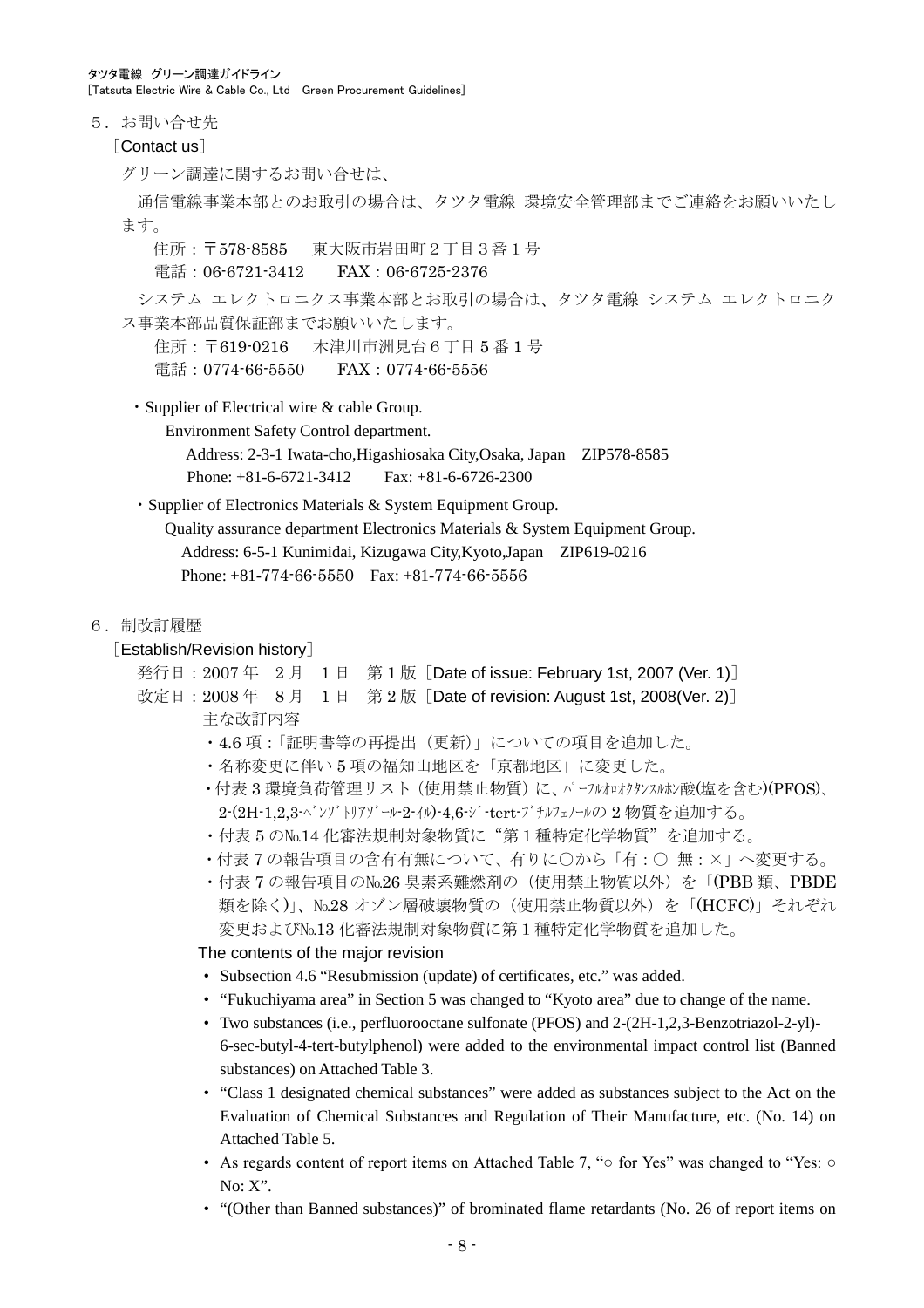５．お問い合せ先

［Contact us］

グリーン調達に関するお問い合せは、

通信電線事業本部とのお取引の場合は、タツタ電線 環境安全管理部までご連絡をお願いいたします。

住所：〒578-8585　東大阪市岩田町２丁目３番１号

電話：06-6721-3412　　FAX：06-6725-2376

システム エレクトロニクス事業本部とお取引の場合は、タツタ電線 システム エレクトロニクス事業本部品質保証部までお願いいたします。

住所：〒619-0216　木津川市州見台６丁目５番１号

電話：0774-66-5550　　FAX：0774-66-5556

・Supplier of Electrical wire & cable Group.

Environment Safety Control department.

Address: 2-3-1 Iwata-cho,Higashiosaka City,Osaka, Japan　ZIP578-8585

Phone: +81-6-6721-3412　　Fax: +81-6-6726-2300

・Supplier of Electronics Materials & System Equipment Group.

Quality assurance department Electronics Materials & System Equipment Group.

Address: 6-5-1 Kunimidai, Kizugawa City,Kyoto,Japan　ZIP619-0216

Phone: +81-774-66-5550　Fax: +81-774-66-5556

６．制改訂履歴

［Establish/Revision history］

発行日：2007 年　2 月　1 日　第 1 版［Date of issue: February 1st, 2007 (Ver. 1)］

改定日：2008 年　8 月　1 日　第 2 版［Date of revision: August 1st, 2008(Ver. 2)］

主な改訂内容

- 4.6 項：「証明書等の再提出（更新)」についての項目を追加した。
- 名称変更に伴い 5 項の福知山地区を「京都地区」に変更した。
- 付表 3 環境負荷管理リスト（使用禁止物質）に、ﾊﾟｰﾌﾙｵﾛｵｸﾀﾝｽﾙﾎﾝ酸(塩を含む)(PFOS)、2-(2H-1,2,3-ﾍﾞﾝｿﾞﾄﾘｱｿﾞｰﾙ-2-ｲﾙ)-4,6-ｼﾞ-tert-ﾌﾞﾁﾙﾌｪﾉｰﾙの 2 物質を追加する。
- 付表 5 の№14 化審法規制対象物質に“第 1 種特定化学物質”を追加する。
- 付表 7 の報告項目の含有有無について、有りに○から「有：○　無：×」へ変更する。
- 付表 7 の報告項目の№26 臭素系難燃剤の（使用禁止物質以外）を「(PBB 類、PBDE 類を除く)」、№28 オゾン層破壊物質の（使用禁止物質以外）を「(HCFC)」それぞれ変更および№13 化審法規制対象物質に第 1 種特定化学物質を追加した。

The contents of the major revision

- Subsection 4.6 “Resubmission (update) of certificates, etc.” was added.
- “Fukuchiyama area” in Section 5 was changed to “Kyoto area” due to change of the name.
- Two substances (i.e., perfluorooctane sulfonate (PFOS) and 2-(2H-1,2,3-Benzotriazol-2-yl)-6-sec-butyl-4-tert-butylphenol) were added to the environmental impact control list (Banned substances) on Attached Table 3.
- “Class 1 designated chemical substances” were added as substances subject to the Act on the Evaluation of Chemical Substances and Regulation of Their Manufacture, etc. (No. 14) on Attached Table 5.
- As regards content of report items on Attached Table 7, “○ for Yes” was changed to “Yes: ○ No: X”.
- “(Other than Banned substances)” of brominated flame retardants (No. 26 of report items on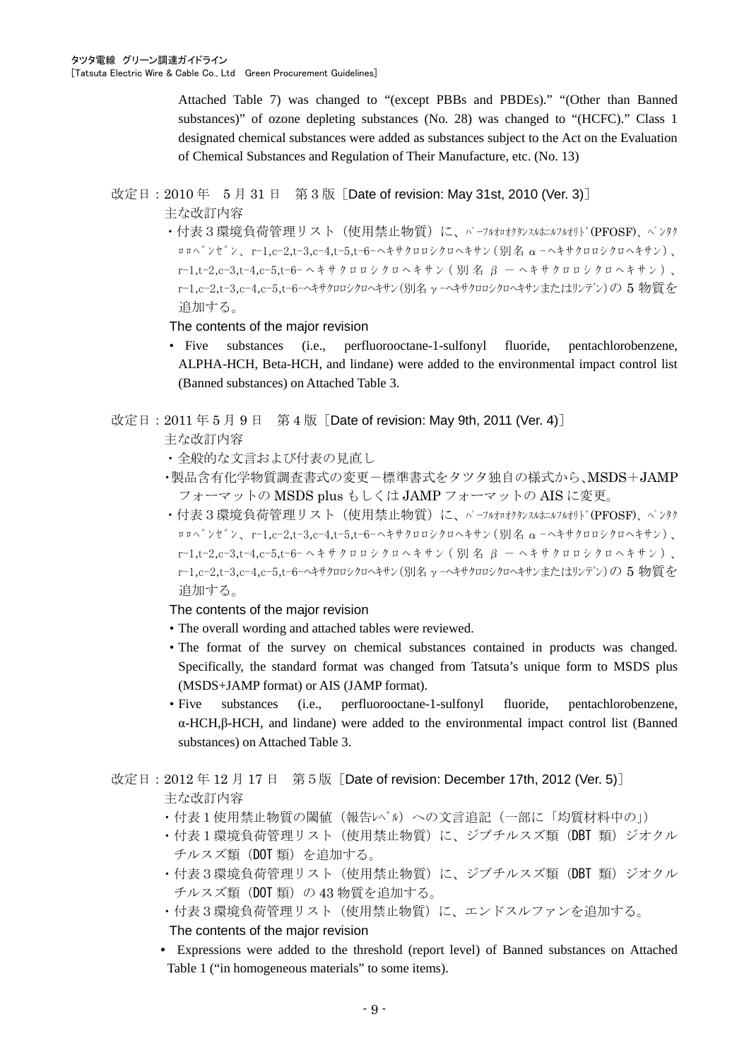Attached Table 7) was changed to "(except PBBs and PBDEs)." "(Other than Banned substances)" of ozone depleting substances (No. 28) was changed to "(HCFC)." Class 1 designated chemical substances were added as substances subject to the Act on the Evaluation of Chemical Substances and Regulation of Their Manufacture, etc. (No. 13)

改定日：2010 年　5 月 31 日　第 3 版［Date of revision: May 31st, 2010 (Ver. 3)］

主な改訂内容

・付表 3 環境負荷管理リスト（使用禁止物質）に、ﾊﾟｰﾌﾙｵﾛｵｸﾀﾝｽﾙﾎﾆﾙﾌﾙｵﾘﾄﾞ(PFOSF)、ﾍﾟﾝﾀｸﾛﾛﾍﾞﾝｾﾞﾝ、r−1,c−2,t−3,c−4,t−5,t−6−ヘキサクロロシクロヘキサン（別名 α −ヘキサクロロシクロヘキサン）、r−1,t−2,c−3,t−4,c−5,t−6− ヘキサクロロシクロヘキサン（別名 β − ヘキサクロロシクロヘキサン）、r−1,c−2,t−3,c−4,c−5,t−6−ヘキサクロロシクロヘキサン(別名 γ −ヘキサクロロシクロヘキサンまたはリンデン)の 5 物質を追加する。

The contents of the major revision

- Five substances (i.e., perfluorooctane-1-sulfonyl fluoride, pentachlorobenzene, ALPHA-HCH, Beta-HCH, and lindane) were added to the environmental impact control list (Banned substances) on Attached Table 3.

改定日：2011 年 5 月 9 日　第 4 版［Date of revision: May 9th, 2011 (Ver. 4)］

主な改訂内容

・全般的な文言および付表の見直し

・製品含有化学物質調査書式の変更－標準書式をタツタ独自の様式から、MSDS＋JAMP フォーマットの MSDS plus もしくは JAMP フォーマットの AIS に変更。

・付表 3 環境負荷管理リスト（使用禁止物質）に、ﾊﾟｰﾌﾙｵﾛｵｸﾀﾝｽﾙﾎﾆﾙﾌﾙｵﾘﾄﾞ(PFOSF)、ﾍﾟﾝﾀｸﾛﾛﾍﾞﾝｾﾞﾝ、r−1,c−2,t−3,c−4,t−5,t−6−ヘキサクロロシクロヘキサン（別名 α −ヘキサクロロシクロヘキサン）、r−1,t−2,c−3,t−4,c−5,t−6− ヘキサクロロシクロヘキサン（別名 β − ヘキサクロロシクロヘキサン）、r−1,c−2,t−3,c−4,c−5,t−6−ヘキサクロロシクロヘキサン(別名 γ −ヘキサクロロシクロヘキサンまたはリンデン)の 5 物質を追加する。

The contents of the major revision

- The overall wording and attached tables were reviewed.
- The format of the survey on chemical substances contained in products was changed. Specifically, the standard format was changed from Tatsuta's unique form to MSDS plus (MSDS+JAMP format) or AIS (JAMP format).
- Five substances (i.e., perfluorooctane-1-sulfonyl fluoride, pentachlorobenzene, α-HCH,β-HCH, and lindane) were added to the environmental impact control list (Banned substances) on Attached Table 3.

改定日：2012 年 12 月 17 日　第 5 版［Date of revision: December 17th, 2012 (Ver. 5)］

主な改訂内容

・付表 1 使用禁止物質の閾値（報告ﾚﾍﾞﾙ）への文言追記（一部に「均質材料中の」）

・付表 1 環境負荷管理リスト（使用禁止物質）に、ジブチルスズ類（DBT 類）ジオクルチルスズ類（DOT 類）を追加する。

・付表 3 環境負荷管理リスト（使用禁止物質）に、ジブチルスズ類（DBT 類）ジオクルチルスズ類（DOT 類）の 43 物質を追加する。

・付表 3 環境負荷管理リスト（使用禁止物質）に、エンドスルファンを追加する。

The contents of the major revision

- Expressions were added to the threshold (report level) of Banned substances on Attached Table 1 ("in homogeneous materials" to some items).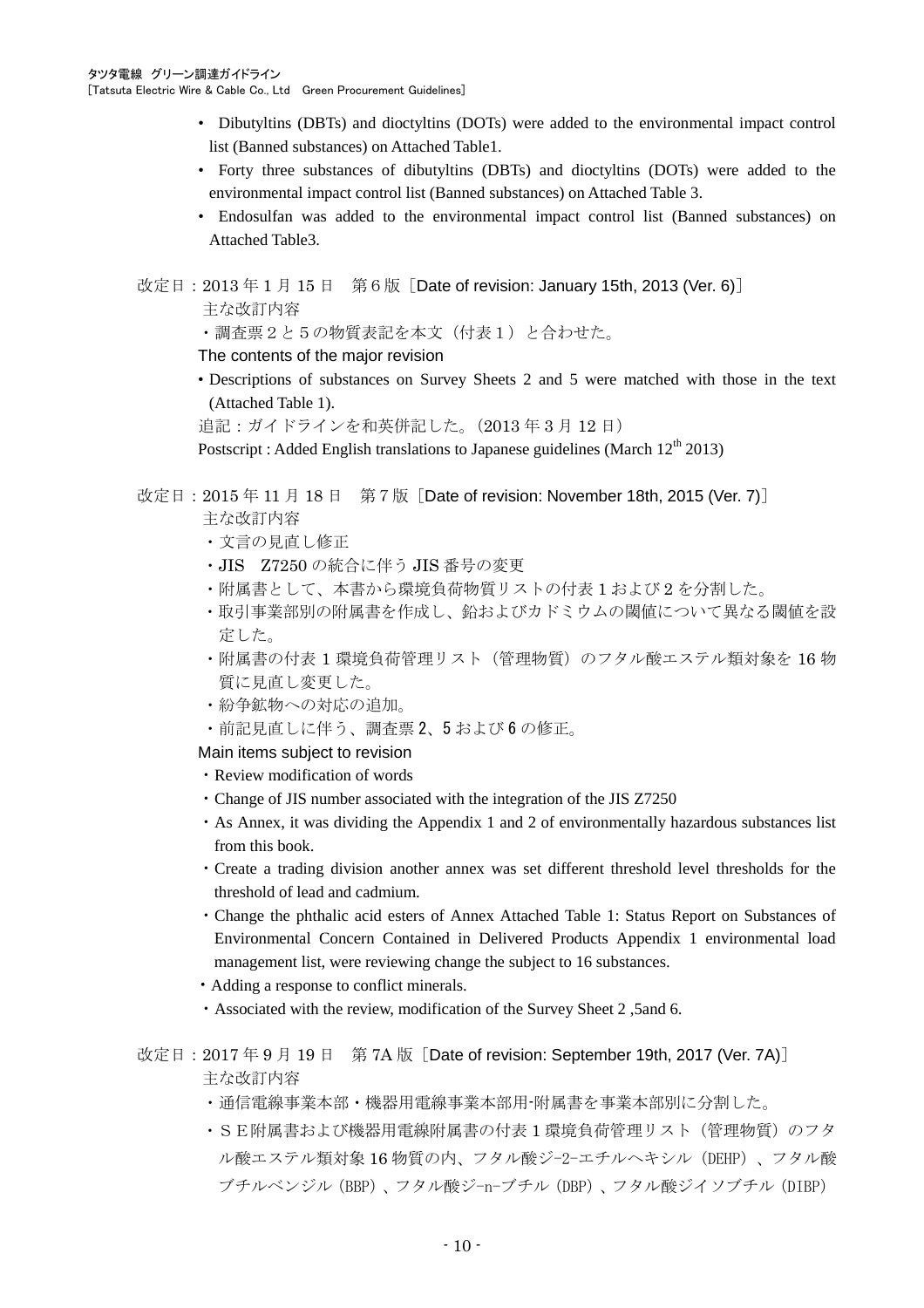- Dibutyltins (DBTs) and dioctyltins (DOTs) were added to the environmental impact control list (Banned substances) on Attached Table1.
- Forty three substances of dibutyltins (DBTs) and dioctyltins (DOTs) were added to the environmental impact control list (Banned substances) on Attached Table 3.
- Endosulfan was added to the environmental impact control list (Banned substances) on Attached Table3.

改定日：2013 年 1 月 15 日　第 6 版［Date of revision: January 15th, 2013 (Ver. 6)］

主な改訂内容

・調査票２と５の物質表記を本文（付表１）と合わせた。

The contents of the major revision

- Descriptions of substances on Survey Sheets 2 and 5 were matched with those in the text (Attached Table 1).

追記：ガイドラインを和英併記した。（2013 年 3 月 12 日）

Postscript : Added English translations to Japanese guidelines (March 12th 2013)

改定日：2015 年 11 月 18 日　第 7 版［Date of revision: November 18th, 2015 (Ver. 7)］

主な改訂内容

・文言の見直し修正

・JIS　Z7250 の統合に伴う JIS 番号の変更

・附属書として、本書から環境負荷物質リストの付表 1 および 2 を分割した。

・取引事業部別の附属書を作成し、鉛およびカドミウムの閾値について異なる閾値を設定した。

・附属書の付表 1 環境負荷管理リスト（管理物質）のフタル酸エステル類対象を 16 物質に見直し変更した。

・紛争鉱物への対応の追加。

・前記見直しに伴う、調査票 2、5 および 6 の修正。

Main items subject to revision

・Review modification of words

・Change of JIS number associated with the integration of the JIS Z7250

・As Annex, it was dividing the Appendix 1 and 2 of environmentally hazardous substances list from this book.

・Create a trading division another annex was set different threshold level thresholds for the threshold of lead and cadmium.

・Change the phthalic acid esters of Annex Attached Table 1: Status Report on Substances of Environmental Concern Contained in Delivered Products Appendix 1 environmental load management list, were reviewing change the subject to 16 substances.

・Adding a response to conflict minerals.

・Associated with the review, modification of the Survey Sheet 2 ,5and 6.

改定日：2017 年 9 月 19 日　第 7A 版［Date of revision: September 19th, 2017 (Ver. 7A)］

主な改訂内容

・通信電線事業本部・機器用電線事業本部用-附属書を事業本部別に分割した。

・ＳＥ附属書および機器用電線附属書の付表 1 環境負荷管理リスト（管理物質）のフタル酸エステル類対象 16 物質の内、フタル酸ジ-2-エチルヘキシル（DEHP）、フタル酸ブチルベンジル（BBP）、フタル酸ジ-n-ブチル（DBP）、フタル酸ジイソブチル（DIBP）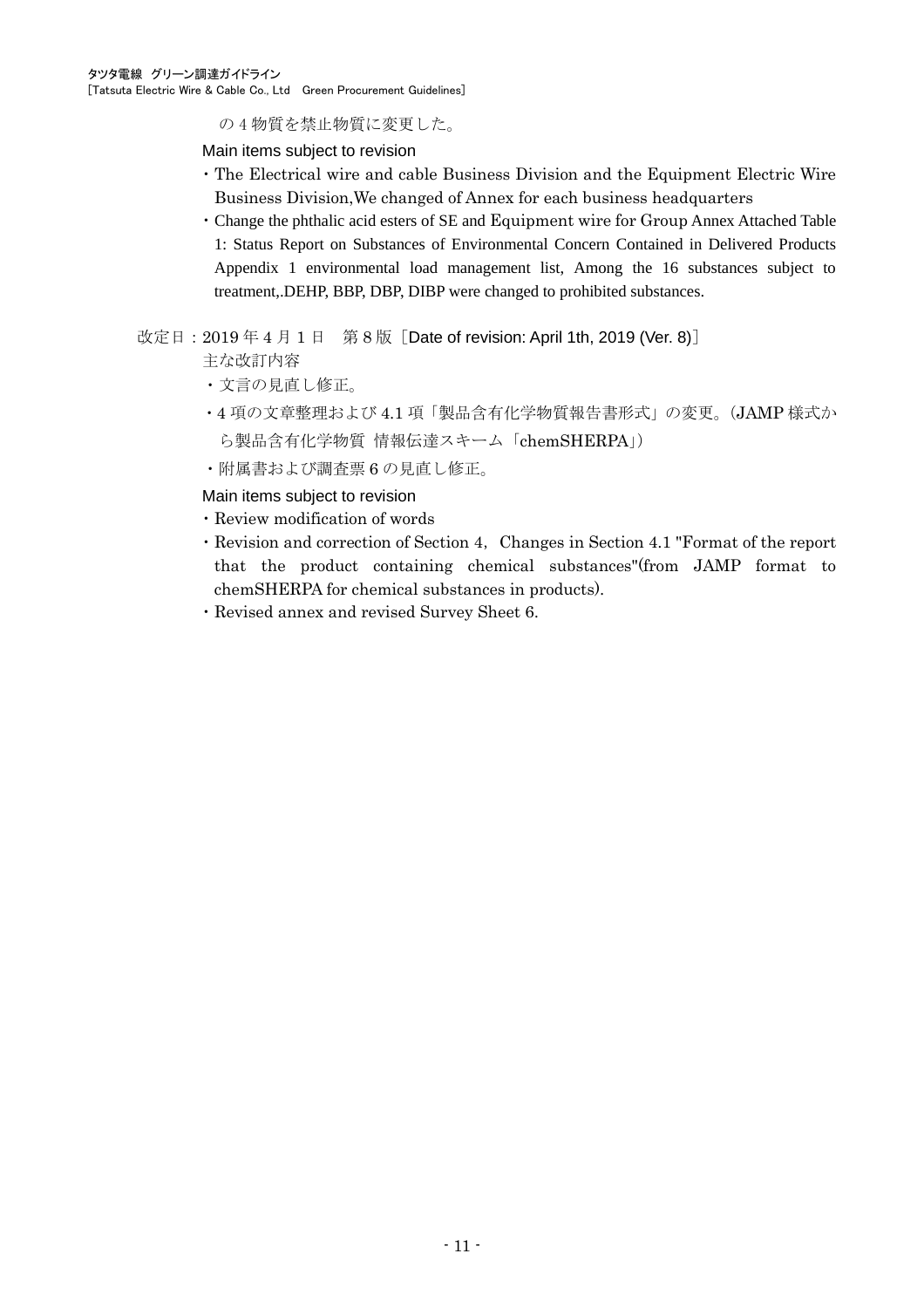の 4 物質を禁止物質に変更した。

Main items subject to revision

・The Electrical wire and cable Business Division and the Equipment Electric Wire Business Division,We changed of Annex for each business headquarters

・Change the phthalic acid esters of SE and Equipment wire for Group Annex Attached Table 1: Status Report on Substances of Environmental Concern Contained in Delivered Products Appendix 1 environmental load management list, Among the 16 substances subject to treatment,.DEHP, BBP, DBP, DIBP were changed to prohibited substances.

改定日：2019 年 4 月 1 日　第 8 版［Date of revision: April 1th, 2019 (Ver. 8)］

主な改訂内容

・文言の見直し修正。

・4 項の文章整理および 4.1 項「製品含有化学物質報告書形式」の変更。(JAMP 様式から製品含有化学物質 情報伝達スキーム「chemSHERPA」)

・附属書および調査票 6 の見直し修正。

Main items subject to revision

・Review modification of words

・Revision and correction of Section 4, Changes in Section 4.1 "Format of the report that the product containing chemical substances"(from JAMP format to chemSHERPA for chemical substances in products).

・Revised annex and revised Survey Sheet 6.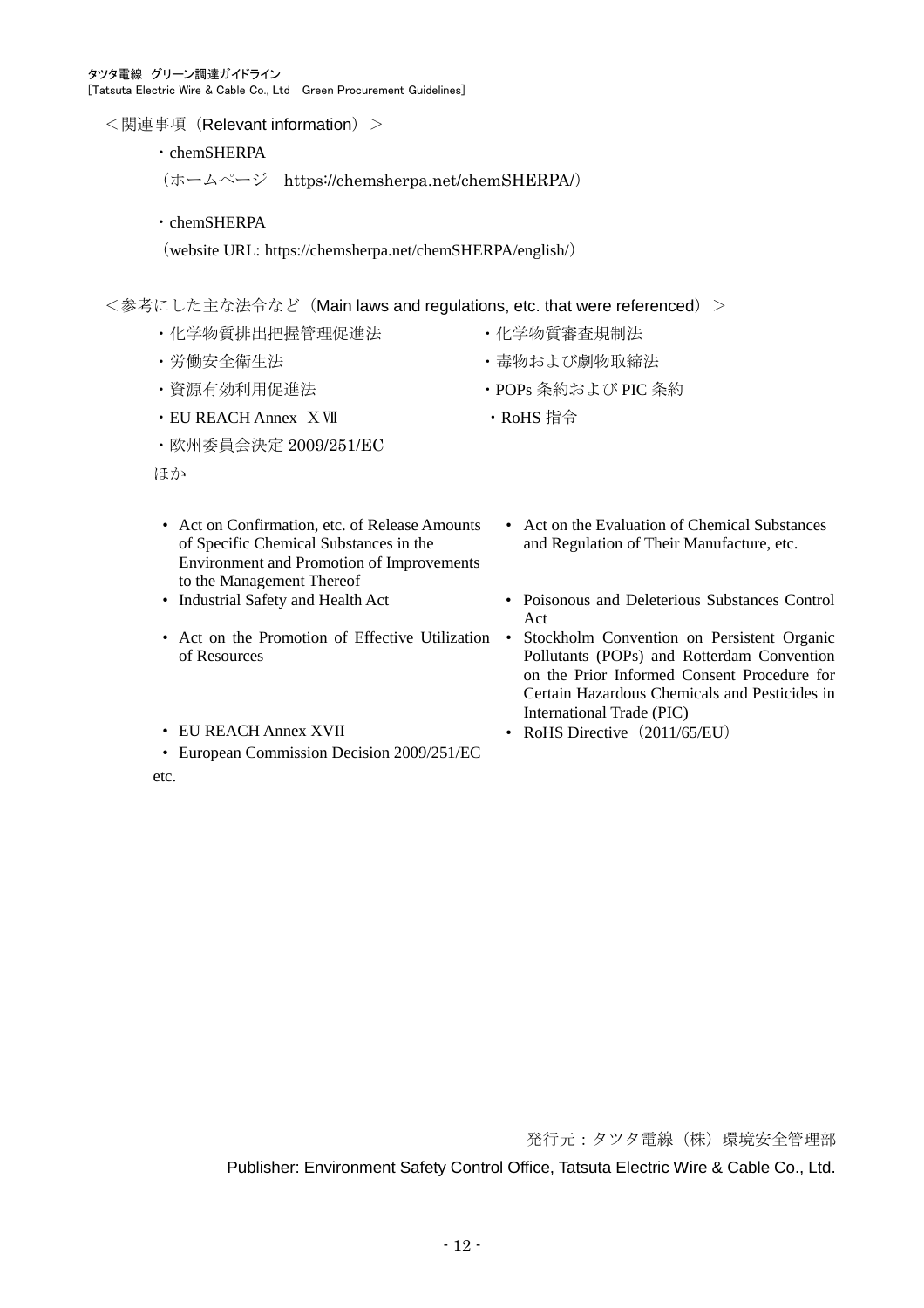＜関連事項（Relevant information）＞

・chemSHERPA

（ホームページ　https://chemsherpa.net/chemSHERPA/）

・chemSHERPA

（website URL: https://chemsherpa.net/chemSHERPA/english/）

＜参考にした主な法令など（Main laws and regulations, etc. that were referenced）＞

・化学物質排出把握管理促進法
・化学物質審査規制法
・労働安全衛生法
・毒物および劇物取締法
・資源有効利用促進法
・POPs 条約および PIC 条約
・EU REACH Annex　ＸⅦ
・RoHS 指令
・欧州委員会決定 2009/251/EC

ほか

- Act on Confirmation, etc. of Release Amounts of Specific Chemical Substances in the Environment and Promotion of Improvements to the Management Thereof
- Act on the Evaluation of Chemical Substances and Regulation of Their Manufacture, etc.
- Industrial Safety and Health Act
- Poisonous and Deleterious Substances Control Act
- Act on the Promotion of Effective Utilization of Resources
- Stockholm Convention on Persistent Organic Pollutants (POPs) and Rotterdam Convention on the Prior Informed Consent Procedure for Certain Hazardous Chemicals and Pesticides in International Trade (PIC)
- EU REACH Annex XVII
- RoHS Directive（2011/65/EU）
- European Commission Decision 2009/251/EC

etc.

発行元：タツタ電線（株）環境安全管理部

Publisher: Environment Safety Control Office, Tatsuta Electric Wire & Cable Co., Ltd.